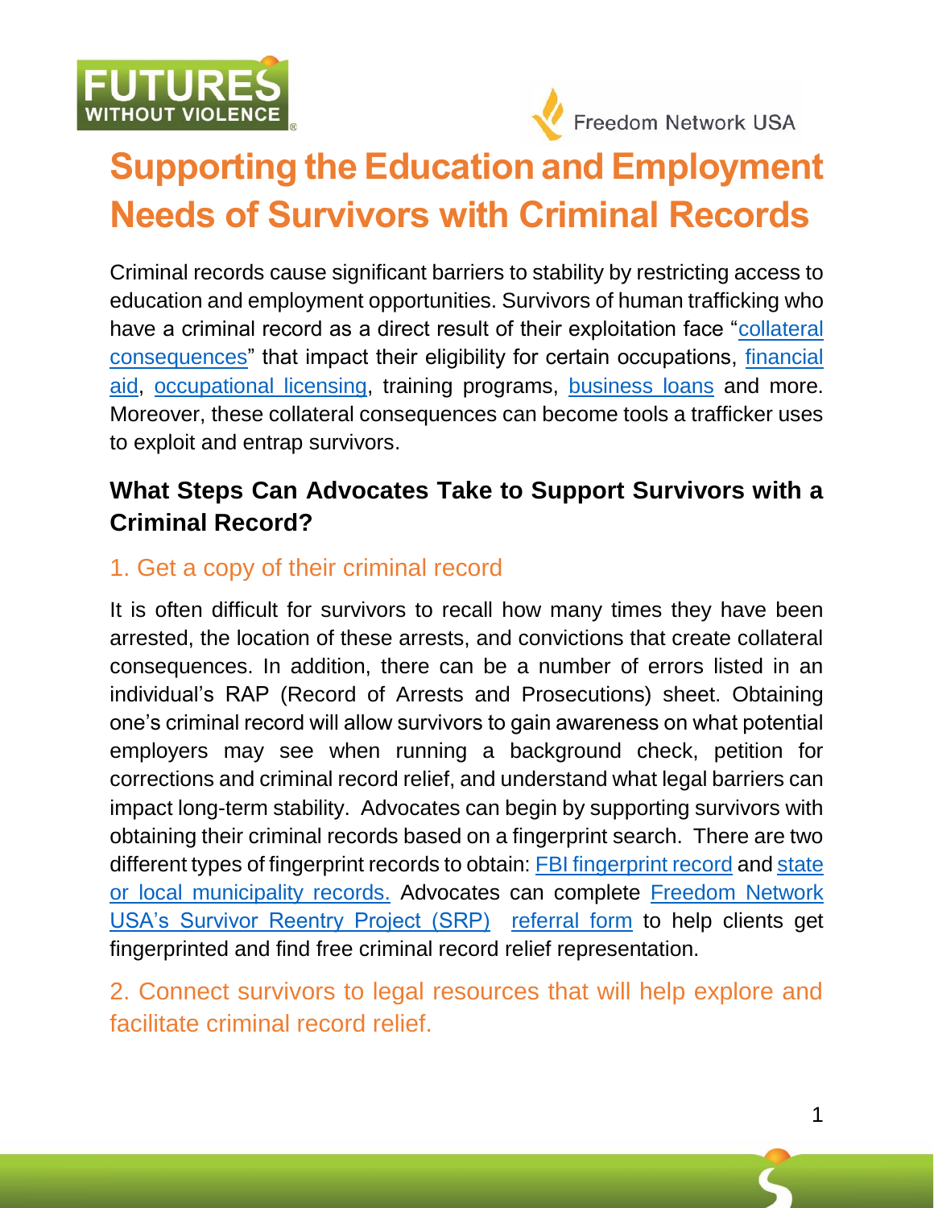# Supporting the Education and Employment Needs of Survivors with Criminal Records

Criminal records cause significant barriers to stability by restricting access to education and employment opportunities. Survivors of human trafficking who have a criminal record as a direct result of their exploitation face "collateral consequences" that impact their eligibility for certain occupations, financial aid, occupational licensing, training programs, business loans and more. Moreover, these collateral consequences can become tools a trafficker uses to exploit and entrap survivors.

## What Steps Can Advocates Take to Support Survivors with a Criminal Record?

### 1. Get a copy of their criminal record

It is often difficult for survivors to recall how many times they have been arrested, the location of these arrests, and convictions that create collateral consequences. In addition, there can be a number of errors listed in an individual's RAP (Record of Arrests and Prosecutions) sheet. Obtaining one's criminal record will allow survivors to gain awareness on what potential employers may see when running a background check, petition for corrections and criminal record relief, and understand what legal barriers can impact long-term stability. Advocates can begin by supporting survivors with obtaining their criminal records based on a fingerprint search. There are two different types of fingerprint records to obtain: FBI fingerprint record and state or local municipality records. Advocates can complete Freedom Network USA's Survivor Reentry Project (SRP) referral form to help clients get fingerprinted and find free criminal record relief representation.

### 2. Connect survivors to legal resources that will help explore and facilitate criminal record relief.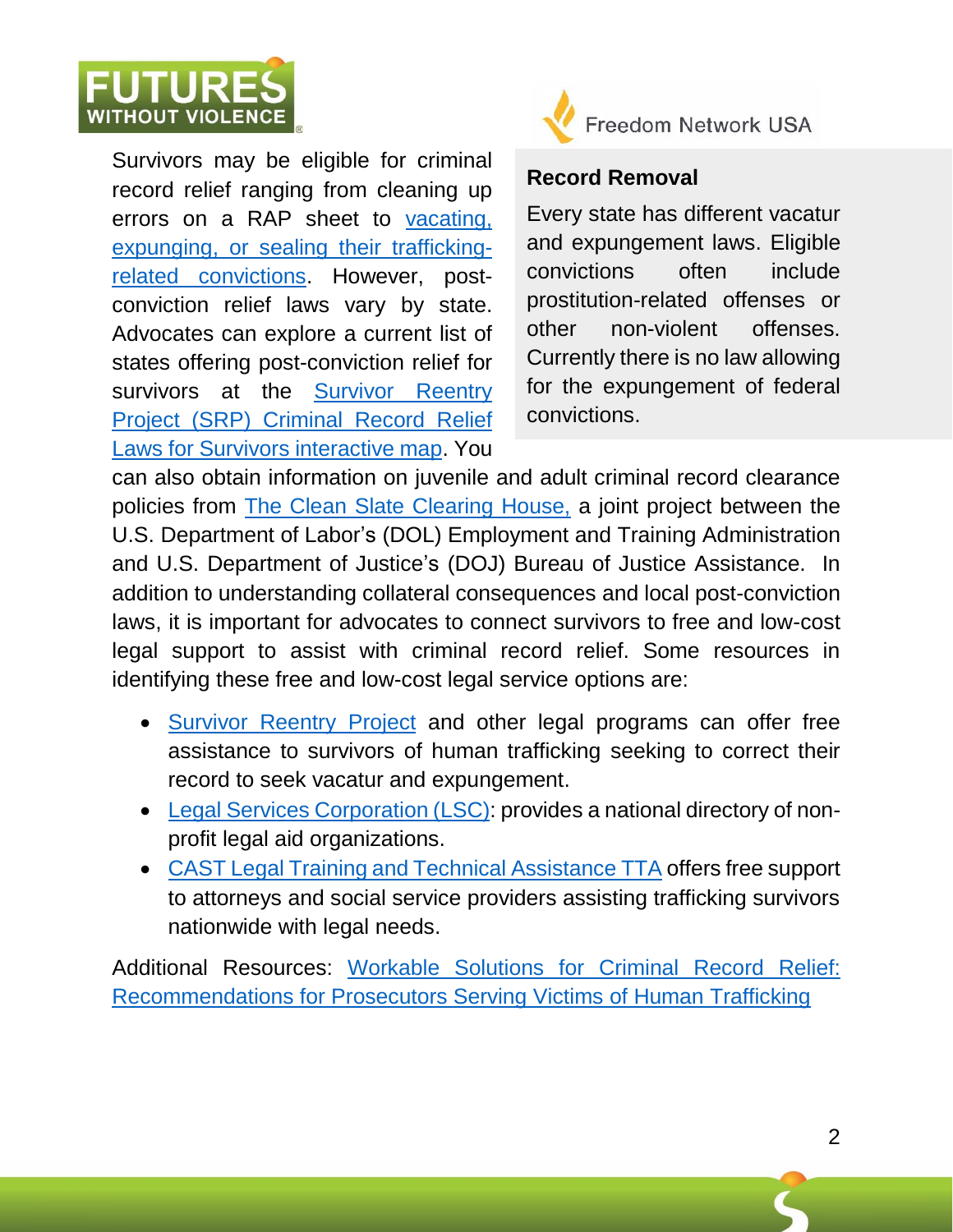Survivors may be eligible for criminal record relief ranging from cleaning up errors on a RAP sheet to vacating, expunging, or sealing their trafficking-related convictions. However, post-conviction relief laws vary by state. Advocates can explore a current list of states offering post-conviction relief for survivors at the Survivor Reentry Project (SRP) Criminal Record Relief Laws for Survivors interactive map. You can also obtain information on juvenile and adult criminal record clearance policies from The Clean Slate Clearing House, a joint project between the U.S. Department of Labor's (DOL) Employment and Training Administration and U.S. Department of Justice's (DOJ) Bureau of Justice Assistance. In addition to understanding collateral consequences and local post-conviction laws, it is important for advocates to connect survivors to free and low-cost legal support to assist with criminal record relief. Some resources in identifying these free and low-cost legal service options are:

- Survivor Reentry Project and other legal programs can offer free assistance to survivors of human trafficking seeking to correct their record to seek vacatur and expungement.
- Legal Services Corporation (LSC): provides a national directory of non-profit legal aid organizations.
- CAST Legal Training and Technical Assistance TTA offers free support to attorneys and social service providers assisting trafficking survivors nationwide with legal needs.

Additional Resources: Workable Solutions for Criminal Record Relief: Recommendations for Prosecutors Serving Victims of Human Trafficking

**Record Removal**

Every state has different vacatur and expungement laws. Eligible convictions often include prostitution-related offenses or other non-violent offenses. Currently there is no law allowing for the expungement of federal convictions.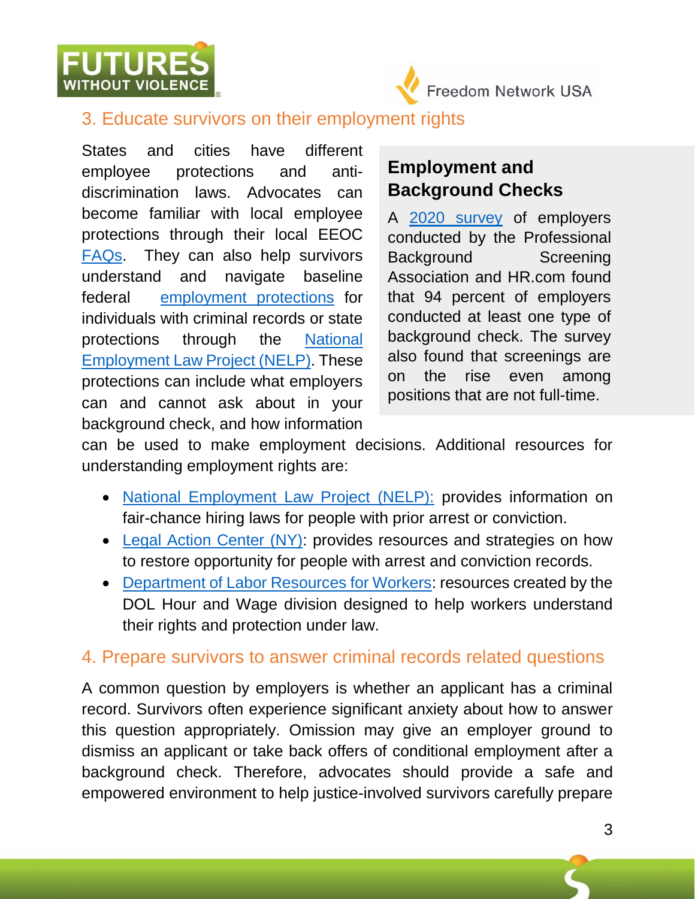## 3. Educate survivors on their employment rights

States and cities have different employee protections and anti-discrimination laws. Advocates can become familiar with local employee protections through their local EEOC FAQs. They can also help survivors understand and navigate baseline federal employment protections for individuals with criminal records or state protections through the National Employment Law Project (NELP). These protections can include what employers can and cannot ask about in your background check, and how information can be used to make employment decisions. Additional resources for understanding employment rights are:

### Employment and Background Checks

A 2020 survey of employers conducted by the Professional Background Screening Association and HR.com found that 94 percent of employers conducted at least one type of background check. The survey also found that screenings are on the rise even among positions that are not full-time.

- National Employment Law Project (NELP): provides information on fair-chance hiring laws for people with prior arrest or conviction.
- Legal Action Center (NY): provides resources and strategies on how to restore opportunity for people with arrest and conviction records.
- Department of Labor Resources for Workers: resources created by the DOL Hour and Wage division designed to help workers understand their rights and protection under law.

## 4. Prepare survivors to answer criminal records related questions

A common question by employers is whether an applicant has a criminal record. Survivors often experience significant anxiety about how to answer this question appropriately. Omission may give an employer ground to dismiss an applicant or take back offers of conditional employment after a background check. Therefore, advocates should provide a safe and empowered environment to help justice-involved survivors carefully prepare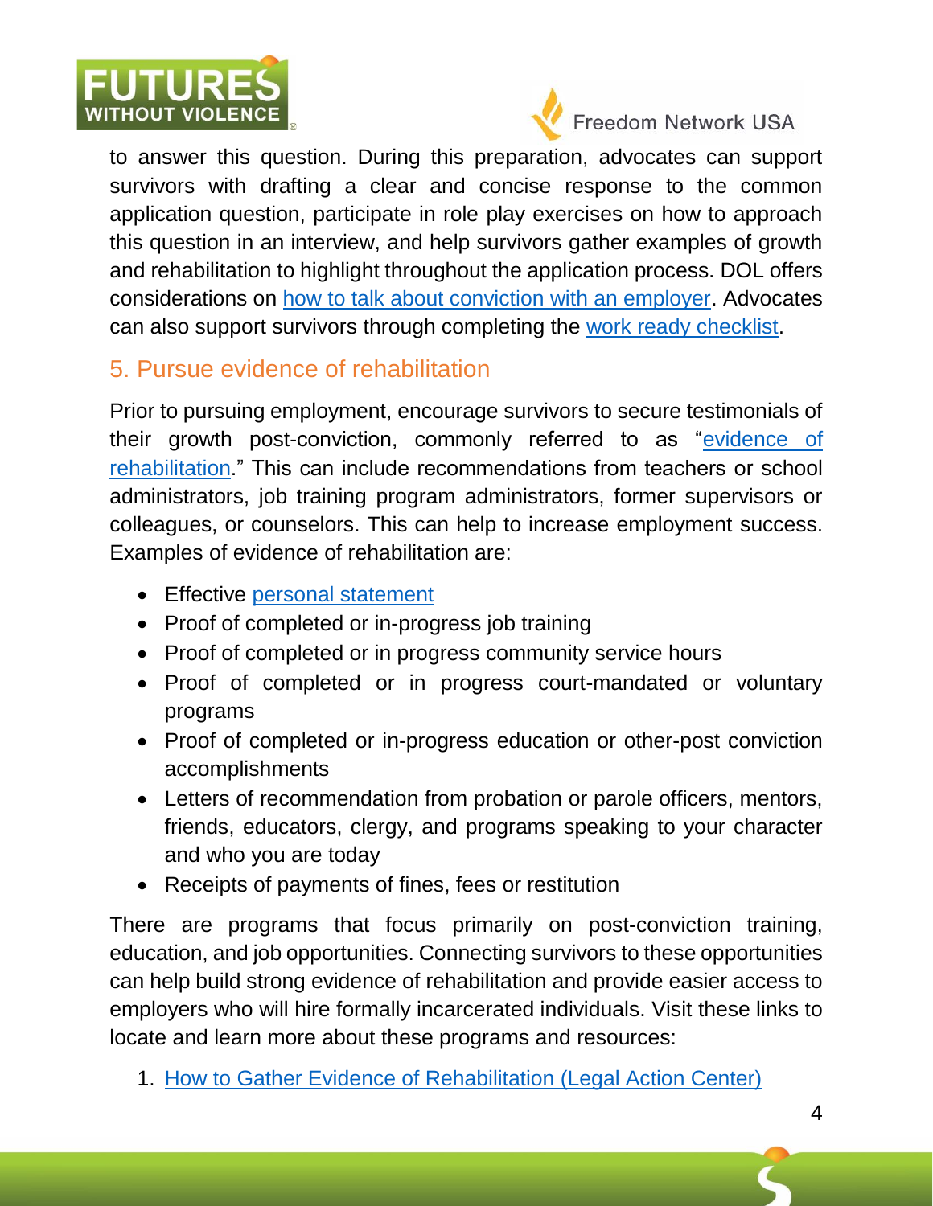to answer this question. During this preparation, advocates can support survivors with drafting a clear and concise response to the common application question, participate in role play exercises on how to approach this question in an interview, and help survivors gather examples of growth and rehabilitation to highlight throughout the application process. DOL offers considerations on how to talk about conviction with an employer. Advocates can also support survivors through completing the work ready checklist.

## 5. Pursue evidence of rehabilitation

Prior to pursuing employment, encourage survivors to secure testimonials of their growth post-conviction, commonly referred to as "evidence of rehabilitation." This can include recommendations from teachers or school administrators, job training program administrators, former supervisors or colleagues, or counselors. This can help to increase employment success. Examples of evidence of rehabilitation are:

- Effective personal statement
- Proof of completed or in-progress job training
- Proof of completed or in progress community service hours
- Proof of completed or in progress court-mandated or voluntary programs
- Proof of completed or in-progress education or other-post conviction accomplishments
- Letters of recommendation from probation or parole officers, mentors, friends, educators, clergy, and programs speaking to your character and who you are today
- Receipts of payments of fines, fees or restitution

There are programs that focus primarily on post-conviction training, education, and job opportunities. Connecting survivors to these opportunities can help build strong evidence of rehabilitation and provide easier access to employers who will hire formally incarcerated individuals. Visit these links to locate and learn more about these programs and resources:

1. How to Gather Evidence of Rehabilitation (Legal Action Center)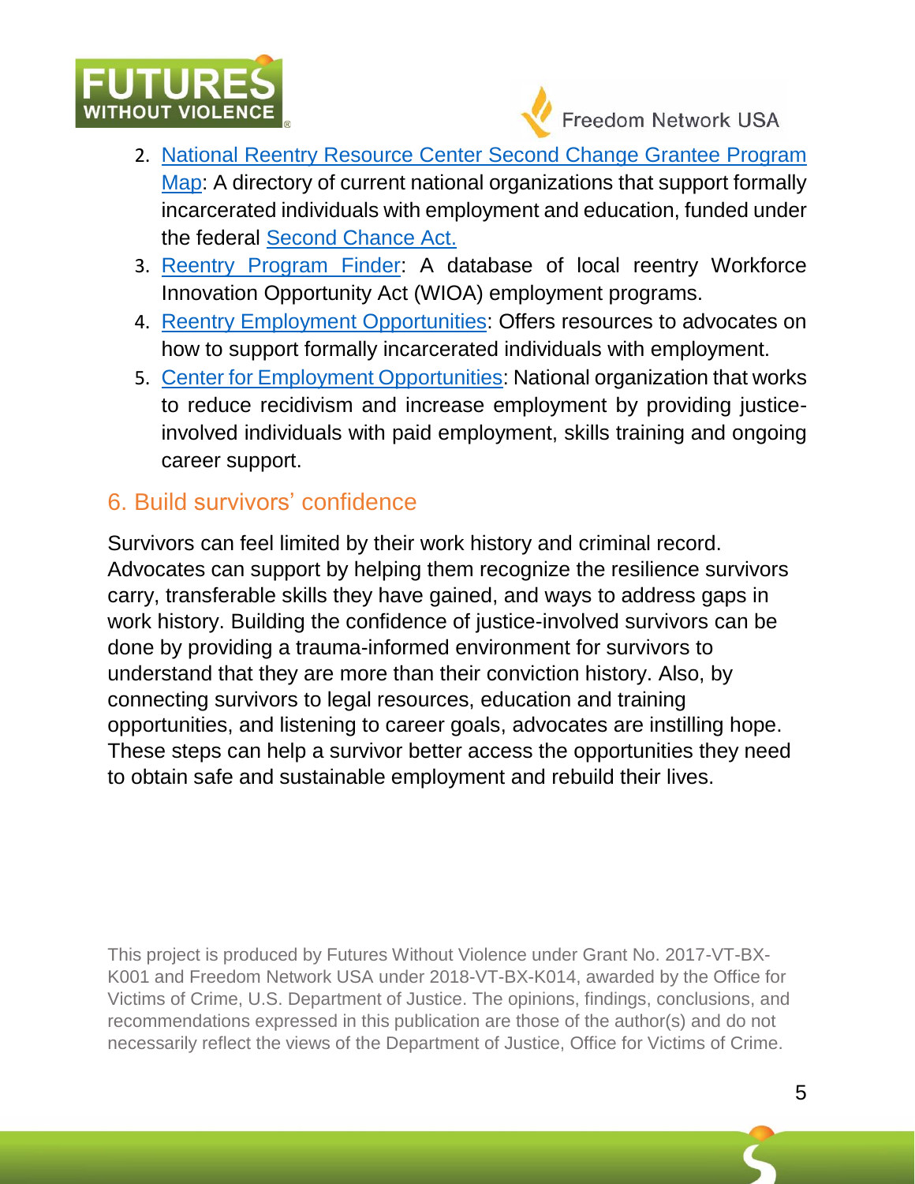2. [National Reentry Resource Center Second Change Grantee Program Map]: A directory of current national organizations that support formally incarcerated individuals with employment and education, funded under the federal [Second Chance Act.]
3. [Reentry Program Finder]: A database of local reentry Workforce Innovation Opportunity Act (WIOA) employment programs.
4. [Reentry Employment Opportunities]: Offers resources to advocates on how to support formally incarcerated individuals with employment.
5. [Center for Employment Opportunities]: National organization that works to reduce recidivism and increase employment by providing justice-involved individuals with paid employment, skills training and ongoing career support.

## 6. Build survivors' confidence

Survivors can feel limited by their work history and criminal record. Advocates can support by helping them recognize the resilience survivors carry, transferable skills they have gained, and ways to address gaps in work history. Building the confidence of justice-involved survivors can be done by providing a trauma-informed environment for survivors to understand that they are more than their conviction history. Also, by connecting survivors to legal resources, education and training opportunities, and listening to career goals, advocates are instilling hope. These steps can help a survivor better access the opportunities they need to obtain safe and sustainable employment and rebuild their lives.

This project is produced by Futures Without Violence under Grant No. 2017-VT-BX-K001 and Freedom Network USA under 2018-VT-BX-K014, awarded by the Office for Victims of Crime, U.S. Department of Justice. The opinions, findings, conclusions, and recommendations expressed in this publication are those of the author(s) and do not necessarily reflect the views of the Department of Justice, Office for Victims of Crime.